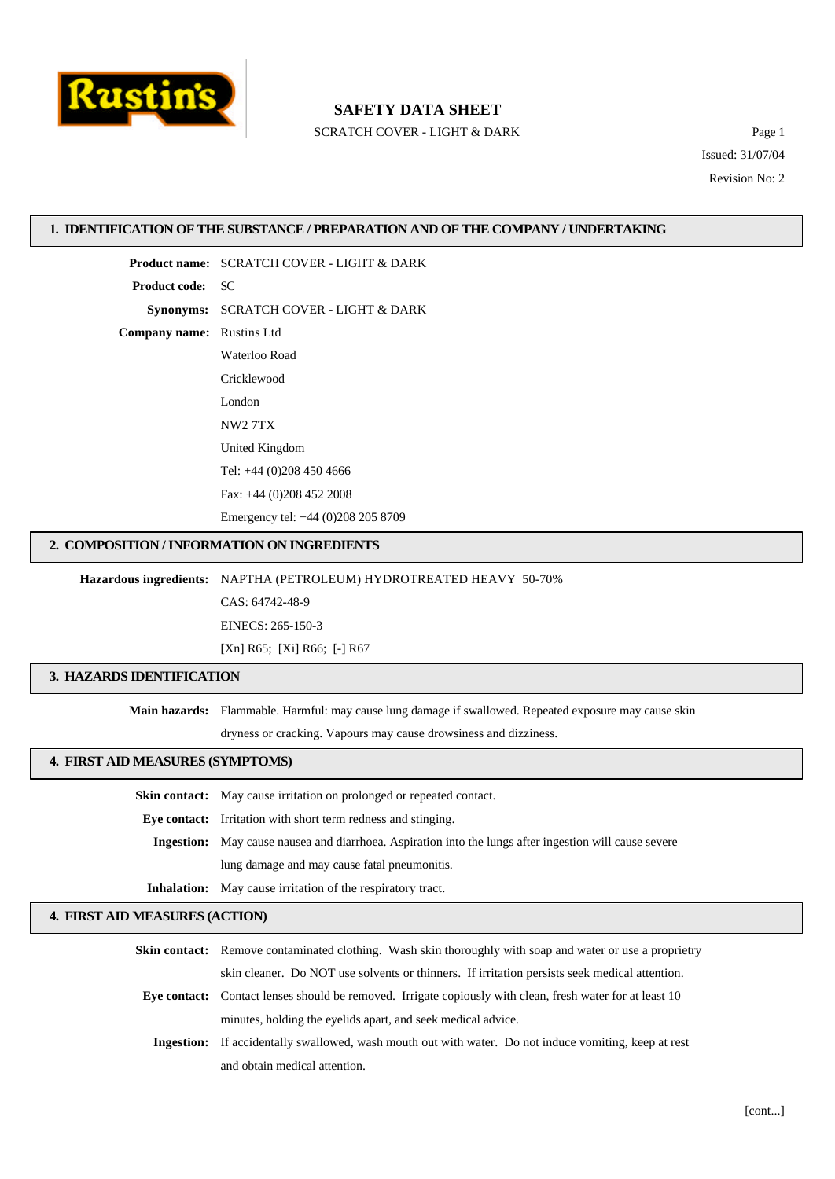# SAFETY DATA SHEET

SCRATCH COVER - LIGHT & DARK

Issued: 31/07/04

Revision No: 2

## 1. IDENTIFICATION OF THE SUBSTANCE / PREPARATION AND OF THE COMPANY / UNDERTAKING

**Product name:** SCRATCH COVER - LIGHT & DARK

**Product code:** SC

**Synonyms:** SCRATCH COVER - LIGHT & DARK

**Company name:** Rustins Ltd
Waterloo Road
Cricklewood
London
NW2 7TX
United Kingdom
Tel: +44 (0)208 450 4666
Fax: +44 (0)208 452 2008
Emergency tel: +44 (0)208 205 8709

## 2. COMPOSITION / INFORMATION ON INGREDIENTS

**Hazardous ingredients:** NAPTHA (PETROLEUM) HYDROTREATED HEAVY 50-70%
CAS: 64742-48-9
EINECS: 265-150-3
[Xn] R65; [Xi] R66; [-] R67

## 3. HAZARDS IDENTIFICATION

**Main hazards:** Flammable. Harmful: may cause lung damage if swallowed. Repeated exposure may cause skin dryness or cracking. Vapours may cause drowsiness and dizziness.

## 4. FIRST AID MEASURES (SYMPTOMS)

**Skin contact:** May cause irritation on prolonged or repeated contact.

**Eye contact:** Irritation with short term redness and stinging.

**Ingestion:** May cause nausea and diarrhoea. Aspiration into the lungs after ingestion will cause severe lung damage and may cause fatal pneumonitis.

**Inhalation:** May cause irritation of the respiratory tract.

## 4. FIRST AID MEASURES (ACTION)

**Skin contact:** Remove contaminated clothing. Wash skin thoroughly with soap and water or use a proprietry skin cleaner. Do NOT use solvents or thinners. If irritation persists seek medical attention.

**Eye contact:** Contact lenses should be removed. Irrigate copiously with clean, fresh water for at least 10 minutes, holding the eyelids apart, and seek medical advice.

**Ingestion:** If accidentally swallowed, wash mouth out with water. Do not induce vomiting, keep at rest and obtain medical attention.

[cont...]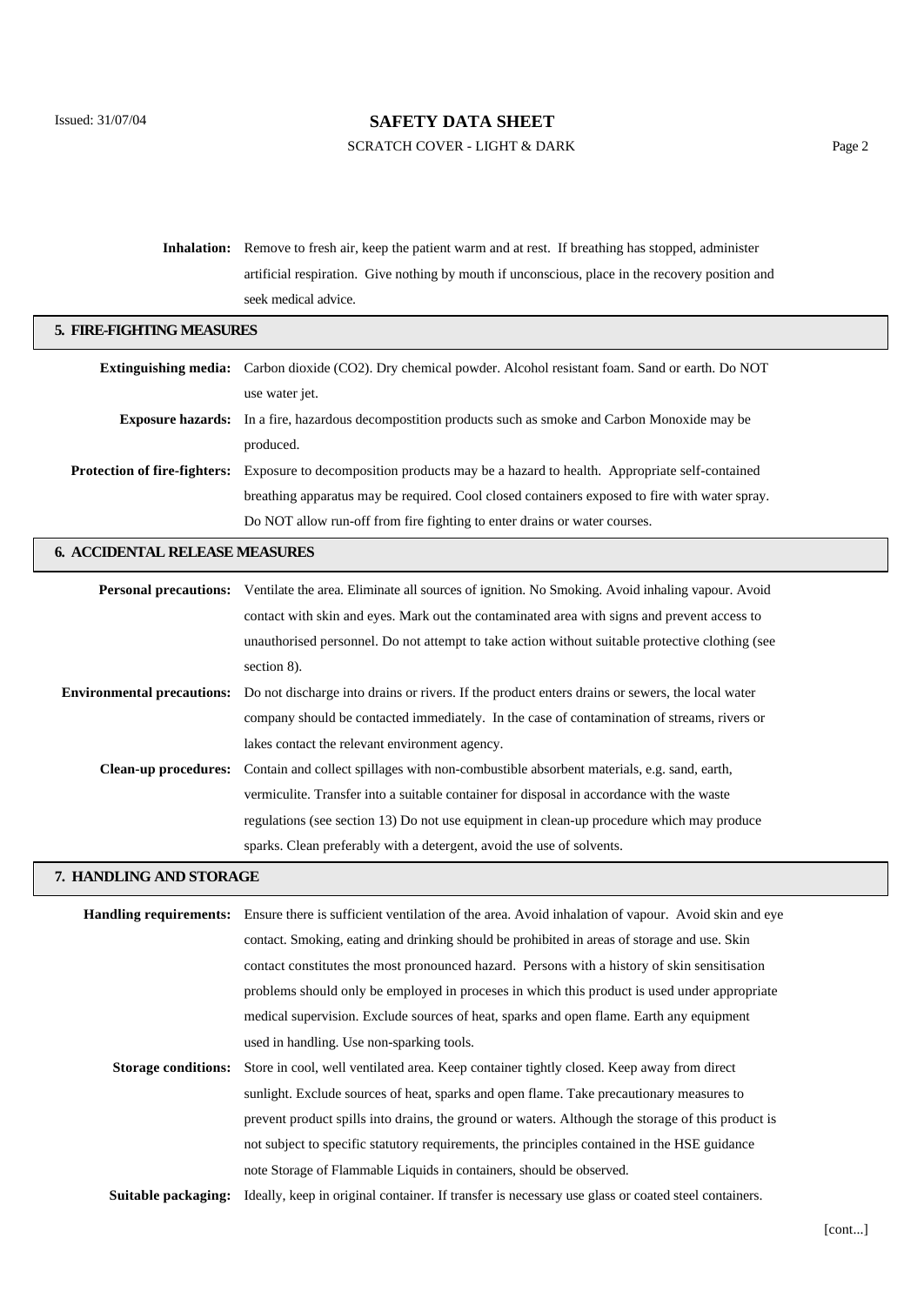**Inhalation:** Remove to fresh air, keep the patient warm and at rest. If breathing has stopped, administer artificial respiration. Give nothing by mouth if unconscious, place in the recovery position and seek medical advice.

## 5. FIRE-FIGHTING MEASURES

**Extinguishing media:** Carbon dioxide ($CO_2$). Dry chemical powder. Alcohol resistant foam. Sand or earth. Do NOT use water jet.

**Exposure hazards:** In a fire, hazardous decompostition products such as smoke and Carbon Monoxide may be produced.

**Protection of fire-fighters:** Exposure to decomposition products may be a hazard to health. Appropriate self-contained breathing apparatus may be required. Cool closed containers exposed to fire with water spray. Do NOT allow run-off from fire fighting to enter drains or water courses.

## 6. ACCIDENTAL RELEASE MEASURES

**Personal precautions:** Ventilate the area. Eliminate all sources of ignition. No Smoking. Avoid inhaling vapour. Avoid contact with skin and eyes. Mark out the contaminated area with signs and prevent access to unauthorised personnel. Do not attempt to take action without suitable protective clothing (see section 8).

**Environmental precautions:** Do not discharge into drains or rivers. If the product enters drains or sewers, the local water company should be contacted immediately. In the case of contamination of streams, rivers or lakes contact the relevant environment agency.

**Clean-up procedures:** Contain and collect spillages with non-combustible absorbent materials, e.g. sand, earth, vermiculite. Transfer into a suitable container for disposal in accordance with the waste regulations (see section 13) Do not use equipment in clean-up procedure which may produce sparks. Clean preferably with a detergent, avoid the use of solvents.

## 7. HANDLING AND STORAGE

**Handling requirements:** Ensure there is sufficient ventilation of the area. Avoid inhalation of vapour. Avoid skin and eye contact. Smoking, eating and drinking should be prohibited in areas of storage and use. Skin contact constitutes the most pronounced hazard. Persons with a history of skin sensitisation problems should only be employed in proceses in which this product is used under appropriate medical supervision. Exclude sources of heat, sparks and open flame. Earth any equipment used in handling. Use non-sparking tools.

**Storage conditions:** Store in cool, well ventilated area. Keep container tightly closed. Keep away from direct sunlight. Exclude sources of heat, sparks and open flame. Take precautionary measures to prevent product spills into drains, the ground or waters. Although the storage of this product is not subject to specific statutory requirements, the principles contained in the HSE guidance note Storage of Flammable Liquids in containers, should be observed.

**Suitable packaging:** Ideally, keep in original container. If transfer is necessary use glass or coated steel containers.

[cont...]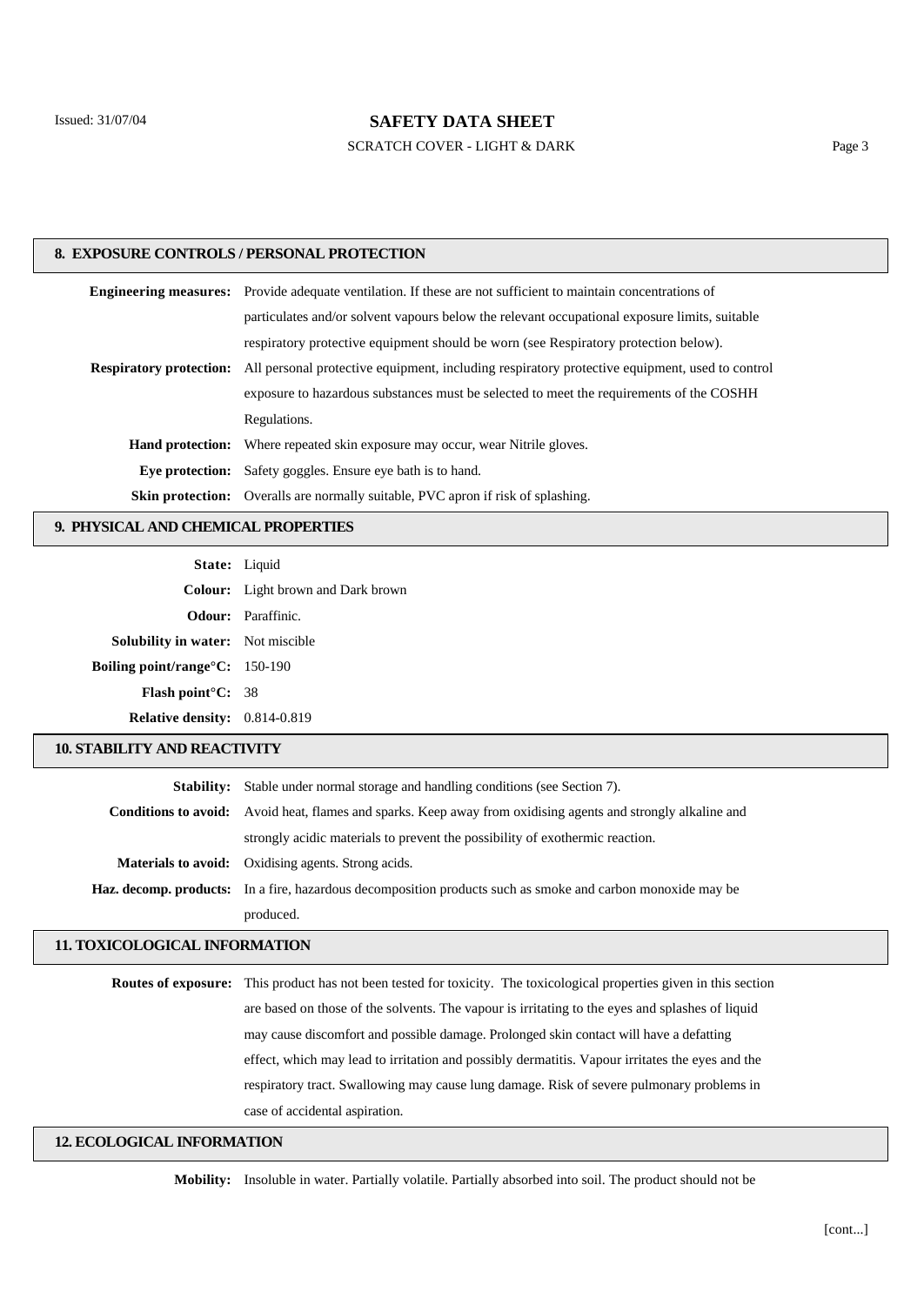## 8. EXPOSURE CONTROLS / PERSONAL PROTECTION

**Engineering measures:** Provide adequate ventilation. If these are not sufficient to maintain concentrations of particulates and/or solvent vapours below the relevant occupational exposure limits, suitable respiratory protective equipment should be worn (see Respiratory protection below).

**Respiratory protection:** All personal protective equipment, including respiratory protective equipment, used to control exposure to hazardous substances must be selected to meet the requirements of the COSHH Regulations.

**Hand protection:** Where repeated skin exposure may occur, wear Nitrile gloves.

**Eye protection:** Safety goggles. Ensure eye bath is to hand.

**Skin protection:** Overalls are normally suitable, PVC apron if risk of splashing.

## 9. PHYSICAL AND CHEMICAL PROPERTIES

**State:** Liquid

**Colour:** Light brown and Dark brown

**Odour:** Paraffinic.

**Solubility in water:** Not miscible

**Boiling point/range°C:** 150-190

**Flash point°C:** 38

**Relative density:** 0.814-0.819

## 10. STABILITY AND REACTIVITY

**Stability:** Stable under normal storage and handling conditions (see Section 7).

**Conditions to avoid:** Avoid heat, flames and sparks. Keep away from oxidising agents and strongly alkaline and strongly acidic materials to prevent the possibility of exothermic reaction.

**Materials to avoid:** Oxidising agents. Strong acids.

**Haz. decomp. products:** In a fire, hazardous decomposition products such as smoke and carbon monoxide may be produced.

## 11. TOXICOLOGICAL INFORMATION

**Routes of exposure:** This product has not been tested for toxicity. The toxicological properties given in this section are based on those of the solvents. The vapour is irritating to the eyes and splashes of liquid may cause discomfort and possible damage. Prolonged skin contact will have a defatting effect, which may lead to irritation and possibly dermatitis. Vapour irritates the eyes and the respiratory tract. Swallowing may cause lung damage. Risk of severe pulmonary problems in case of accidental aspiration.

## 12. ECOLOGICAL INFORMATION

**Mobility:** Insoluble in water. Partially volatile. Partially absorbed into soil. The product should not be

[cont...]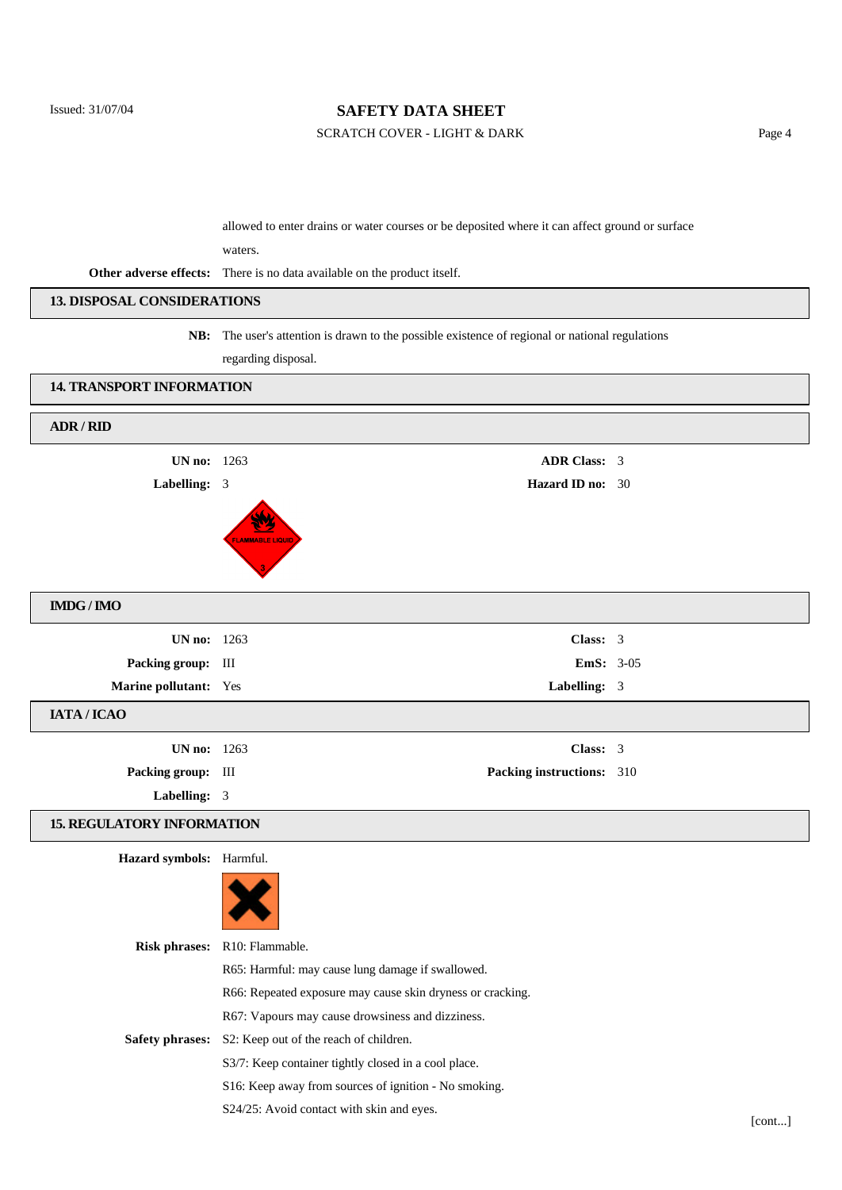allowed to enter drains or water courses or be deposited where it can affect ground or surface waters.

**Other adverse effects:** There is no data available on the product itself.

## 13. DISPOSAL CONSIDERATIONS

**NB:** The user's attention is drawn to the possible existence of regional or national regulations regarding disposal.

## 14. TRANSPORT INFORMATION

### ADR / RID

**UN no:** 1263

**ADR Class:** 3

**Labelling:** 3

**Hazard ID no:** 30

### IMDG / IMO

**UN no:** 1263

**Class:** 3

**Packing group:** III

**EmS:** 3-05

**Marine pollutant:** Yes

**Labelling:** 3

### IATA / ICAO

**UN no:** 1263

**Class:** 3

**Packing group:** III

**Packing instructions:** 310

**Labelling:** 3

## 15. REGULATORY INFORMATION

**Hazard symbols:** Harmful.

**Risk phrases:** R10: Flammable.

R65: Harmful: may cause lung damage if swallowed.

R66: Repeated exposure may cause skin dryness or cracking.

R67: Vapours may cause drowsiness and dizziness.

**Safety phrases:** S2: Keep out of the reach of children.

S3/7: Keep container tightly closed in a cool place.

S16: Keep away from sources of ignition - No smoking.

S24/25: Avoid contact with skin and eyes.

[cont...]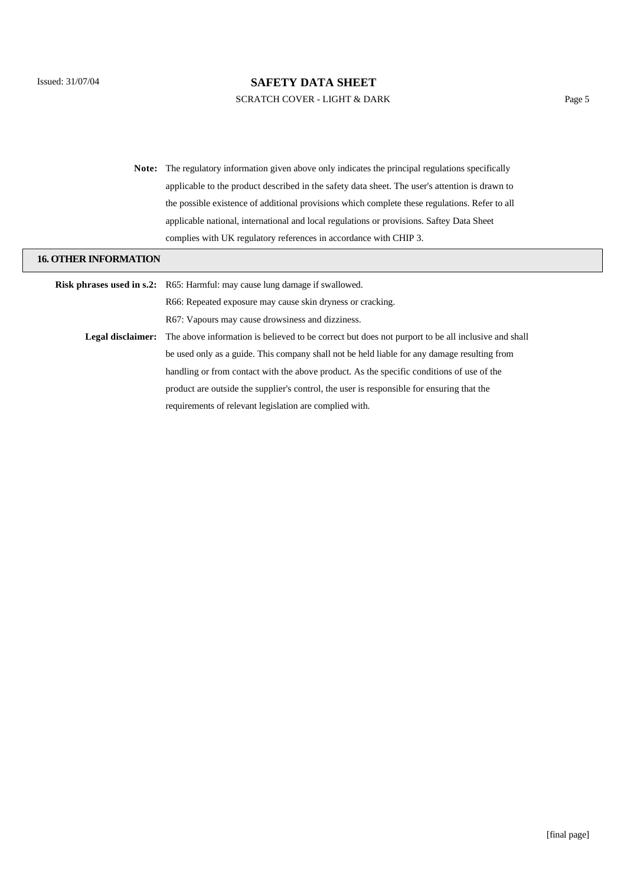**Note:** The regulatory information given above only indicates the principal regulations specifically applicable to the product described in the safety data sheet. The user's attention is drawn to the possible existence of additional provisions which complete these regulations. Refer to all applicable national, international and local regulations or provisions. Saftey Data Sheet complies with UK regulatory references in accordance with CHIP 3.

## 16. OTHER INFORMATION

**Risk phrases used in s.2:** R65: Harmful: may cause lung damage if swallowed.

R66: Repeated exposure may cause skin dryness or cracking.

R67: Vapours may cause drowsiness and dizziness.

**Legal disclaimer:** The above information is believed to be correct but does not purport to be all inclusive and shall be used only as a guide. This company shall not be held liable for any damage resulting from handling or from contact with the above product. As the specific conditions of use of the product are outside the supplier's control, the user is responsible for ensuring that the requirements of relevant legislation are complied with.

[final page]